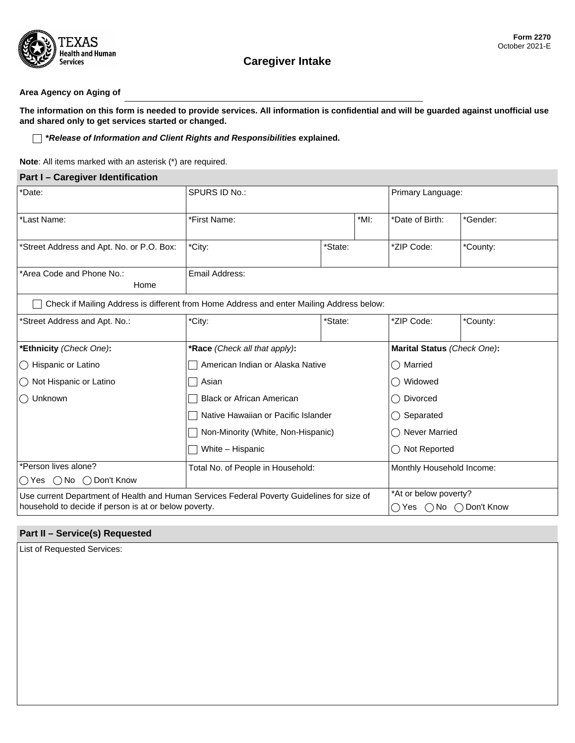Form 2270
October 2021-E

# Caregiver Intake

**Area Agency on Aging of** ______________________________

**The information on this form is needed to provide services. All information is confidential and will be guarded against unofficial use and shared only to get services started or changed.**

☐ ***Release of Information and Client Rights and Responsibilities* explained.**

**Note**: All items marked with an asterisk (*) are required.

## Part I – Caregiver Identification

| *Date: | SPURS ID No.: | | | Primary Language: | |
|---|---|---|---|---|---|
| *Last Name: | *First Name: | | *MI: | *Date of Birth: | *Gender: |
| *Street Address and Apt. No. or P.O. Box: | *City: | *State: | | *ZIP Code: | *County: |
| *Area Code and Phone No.: Home | Email Address: | | | | |
| ☐ Check if Mailing Address is different from Home Address and enter Mailing Address below: | | | | | |
| *Street Address and Apt. No.: | *City: | *State: | | *ZIP Code: | *County: |
| **\*Ethnicity** *(Check One)***:** | **\*Race** *(Check all that apply)***:** | | | **Marital Status** *(Check One)***:** | |
| ◯ Hispanic or Latino | ☐ American Indian or Alaska Native | | | ◯ Married | |
| ◯ Not Hispanic or Latino | ☐ Asian | | | ◯ Widowed | |
| ◯ Unknown | ☐ Black or African American | | | ◯ Divorced | |
| | ☐ Native Hawaiian or Pacific Islander | | | ◯ Separated | |
| | ☐ Non-Minority (White, Non-Hispanic) | | | ◯ Never Married | |
| | ☐ White – Hispanic | | | ◯ Not Reported | |
| *Person lives alone? ◯ Yes ◯ No ◯ Don't Know | Total No. of People in Household: | | | Monthly Household Income: | |
| Use current Department of Health and Human Services Federal Poverty Guidelines for size of household to decide if person is at or below poverty. | | | | *At or below poverty? ◯ Yes ◯ No ◯ Don't Know | |

## Part II – Service(s) Requested

List of Requested Services: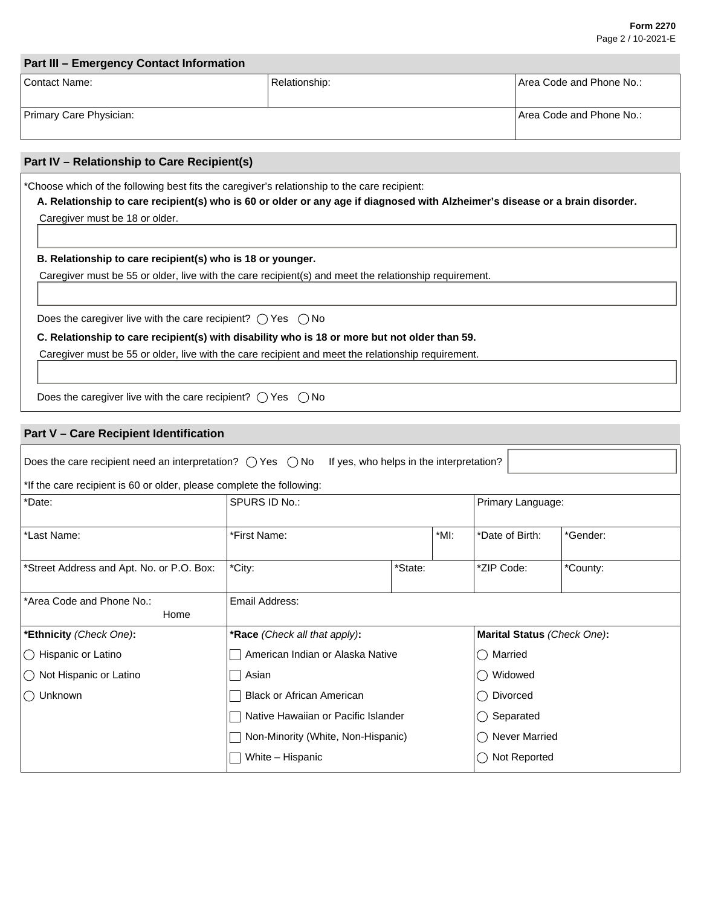## Part III – Emergency Contact Information

| Contact Name: | Relationship: | Area Code and Phone No.: |
|---|---|---|
| Primary Care Physician: | | Area Code and Phone No.: |

## Part IV – Relationship to Care Recipient(s)

*Choose which of the following best fits the caregiver's relationship to the care recipient:

**A. Relationship to care recipient(s) who is 60 or older or any age if diagnosed with Alzheimer's disease or a brain disorder.**

Caregiver must be 18 or older.

**B. Relationship to care recipient(s) who is 18 or younger.**

Caregiver must be 55 or older, live with the care recipient(s) and meet the relationship requirement.

Does the caregiver live with the care recipient? ◯ Yes ◯ No

**C. Relationship to care recipient(s) with disability who is 18 or more but not older than 59.**

Caregiver must be 55 or older, live with the care recipient and meet the relationship requirement.

Does the caregiver live with the care recipient? ◯ Yes ◯ No

## Part V – Care Recipient Identification

Does the care recipient need an interpretation? ◯ Yes ◯ No If yes, who helps in the interpretation?

*If the care recipient is 60 or older, please complete the following:

| *Date: | SPURS ID No.: | | | Primary Language: | |
|---|---|---|---|---|---|
| *Last Name: | *First Name: | | *MI: | *Date of Birth: | *Gender: |
| *Street Address and Apt. No. or P.O. Box: | *City: | *State: | | *ZIP Code: | *County: |
| *Area Code and Phone No.: Home | Email Address: | | | | |

| **\*Ethnicity** *(Check One)***:** | **\*Race** *(Check all that apply)***:** | **Marital Status** *(Check One)***:** |
|---|---|---|
| ◯ Hispanic or Latino | ☐ American Indian or Alaska Native | ◯ Married |
| ◯ Not Hispanic or Latino | ☐ Asian | ◯ Widowed |
| ◯ Unknown | ☐ Black or African American | ◯ Divorced |
| | ☐ Native Hawaiian or Pacific Islander | ◯ Separated |
| | ☐ Non-Minority (White, Non-Hispanic) | ◯ Never Married |
| | ☐ White – Hispanic | ◯ Not Reported |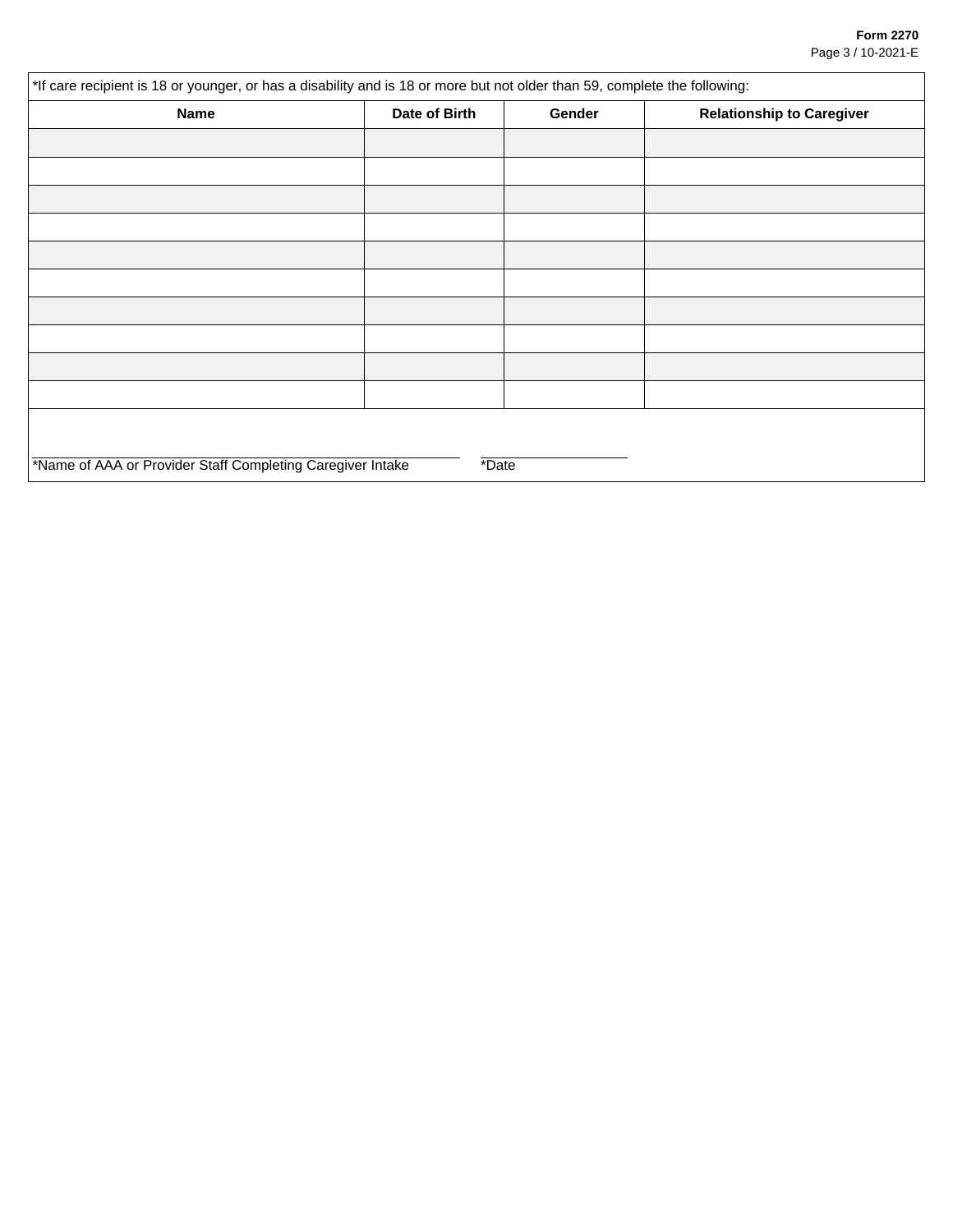*If care recipient is 18 or younger, or has a disability and is 18 or more but not older than 59, complete the following:

| Name | Date of Birth | Gender | Relationship to Caregiver |
|---|---|---|---|
| | | | |
| | | | |
| | | | |
| | | | |
| | | | |
| | | | |
| | | | |
| | | | |
| | | | |
| | | | |

*Name of AAA or Provider Staff Completing Caregiver Intake

*Date